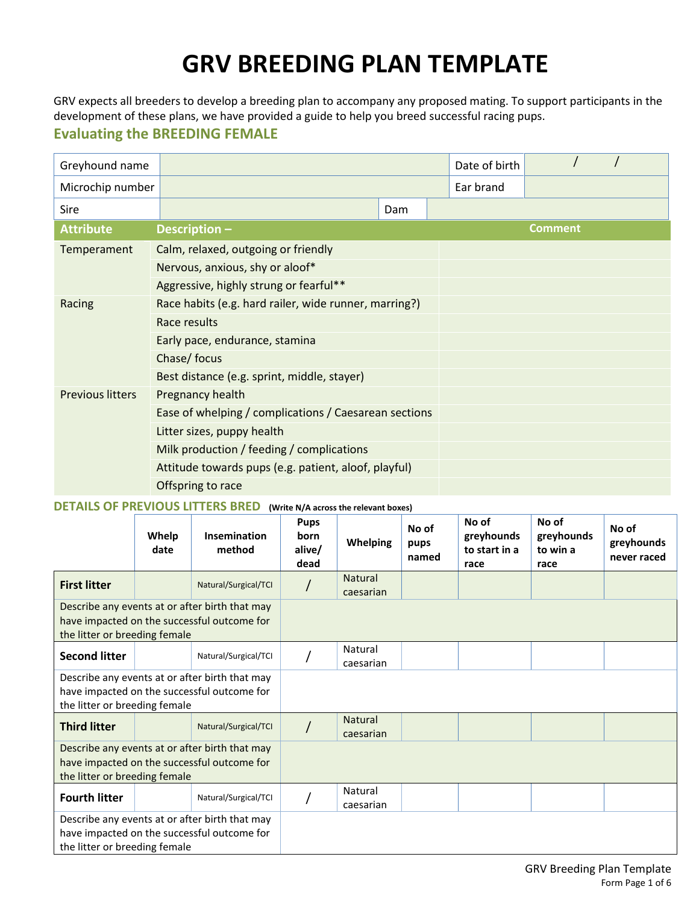# GRV BREEDING PLAN TEMPLATE

GRV expects all breeders to develop a breeding plan to accompany any proposed mating. To support participants in the development of these plans, we have provided a guide to help you breed successful racing pups.

## Evaluating the BREEDING FEMALE

| Greyhound name | | Date of birth | / / |
|---|---|---|---|
| Microchip number | | Ear brand | |
| Sire | | Dam | |

| Attribute | Description – | Comment |
|---|---|---|
| Temperament | Calm, relaxed, outgoing or friendly | |
| | Nervous, anxious, shy or aloof* | |
| | Aggressive, highly strung or fearful** | |
| Racing | Race habits (e.g. hard railer, wide runner, marring?) | |
| | Race results | |
| | Early pace, endurance, stamina | |
| | Chase/ focus | |
| | Best distance (e.g. sprint, middle, stayer) | |
| Previous litters | Pregnancy health | |
| | Ease of whelping / complications / Caesarean sections | |
| | Litter sizes, puppy health | |
| | Milk production / feeding / complications | |
| | Attitude towards pups (e.g. patient, aloof, playful) | |
| | Offspring to race | |

### DETAILS OF PREVIOUS LITTERS BRED (Write N/A across the relevant boxes)

| | Whelp date | Insemination method | Pups born alive/ dead | Whelping | No of pups named | No of greyhounds to start in a race | No of greyhounds to win a race | No of greyhounds never raced |
|---|---|---|---|---|---|---|---|---|
| **First litter** | | Natural/Surgical/TCI | / | Natural caesarian | | | | |
| Describe any events at or after birth that may have impacted on the successful outcome for the litter or breeding female | | | | | | | | |
| **Second litter** | | Natural/Surgical/TCI | / | Natural caesarian | | | | |
| Describe any events at or after birth that may have impacted on the successful outcome for the litter or breeding female | | | | | | | | |
| **Third litter** | | Natural/Surgical/TCI | / | Natural caesarian | | | | |
| Describe any events at or after birth that may have impacted on the successful outcome for the litter or breeding female | | | | | | | | |
| **Fourth litter** | | Natural/Surgical/TCI | / | Natural caesarian | | | | |
| Describe any events at or after birth that may have impacted on the successful outcome for the litter or breeding female | | | | | | | | |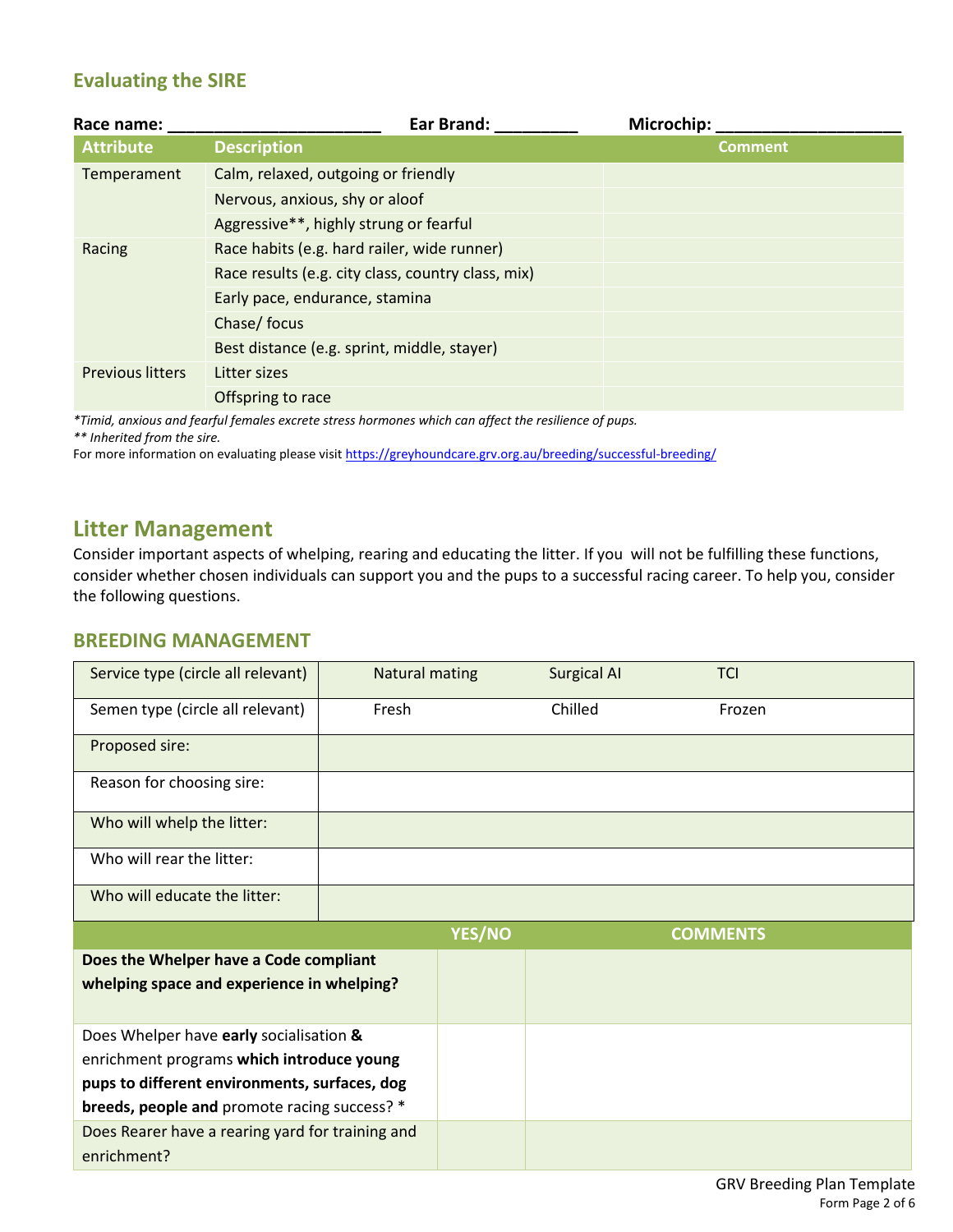### Evaluating the SIRE

**Race name:** _______________________ **Ear Brand:** _________ **Microchip:** ___________________

| Attribute | Description | Comment |
|---|---|---|
| Temperament | Calm, relaxed, outgoing or friendly | |
| | Nervous, anxious, shy or aloof | |
| | Aggressive**, highly strung or fearful | |
| Racing | Race habits (e.g. hard railer, wide runner) | |
| | Race results (e.g. city class, country class, mix) | |
| | Early pace, endurance, stamina | |
| | Chase/ focus | |
| | Best distance (e.g. sprint, middle, stayer) | |
| Previous litters | Litter sizes | |
| | Offspring to race | |

*\*Timid, anxious and fearful females excrete stress hormones which can affect the resilience of pups.*

*\*\* Inherited from the sire.*

For more information on evaluating please visit https://greyhoundcare.grv.org.au/breeding/successful-breeding/

## Litter Management

Consider important aspects of whelping, rearing and educating the litter. If you will not be fulfilling these functions, consider whether chosen individuals can support you and the pups to a successful racing career. To help you, consider the following questions.

### BREEDING MANAGEMENT

| | | | |
|---|---|---|---|
| Service type (circle all relevant) | Natural mating | Surgical AI | TCI |
| Semen type (circle all relevant) | Fresh | Chilled | Frozen |
| Proposed sire: | | | |
| Reason for choosing sire: | | | |
| Who will whelp the litter: | | | |
| Who will rear the litter: | | | |
| Who will educate the litter: | | | |

| | YES/NO | COMMENTS |
|---|---|---|
| **Does the Whelper have a Code compliant whelping space and experience in whelping?** | | |
| Does Whelper have **early** socialisation **&** enrichment programs **which introduce young pups to different environments, surfaces, dog breeds, people and** promote racing success? * | | |
| Does Rearer have a rearing yard for training and enrichment? | | |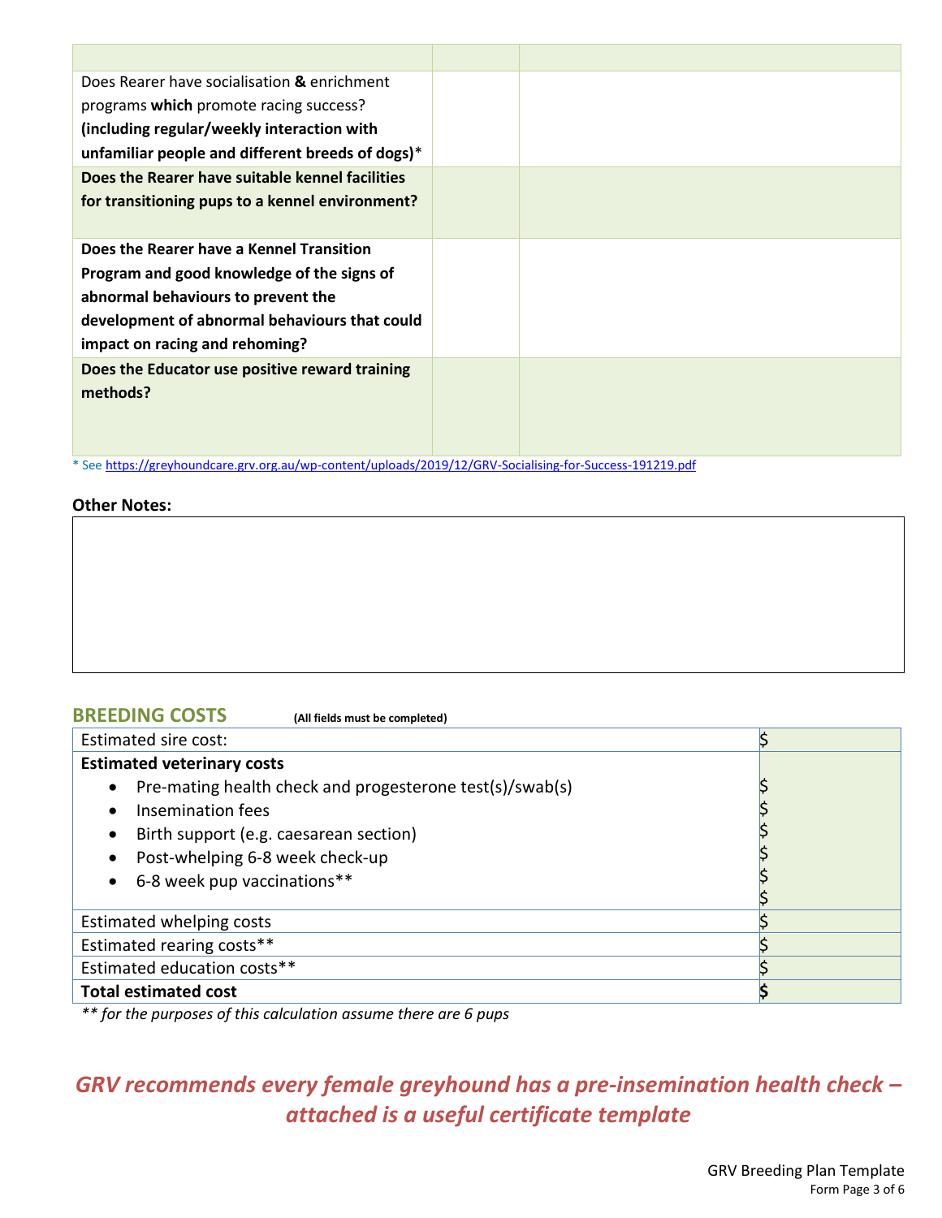| | | |
|---|---|---|
| Does Rearer have socialisation **&** enrichment programs **which** promote racing success? **(including regular/weekly interaction with unfamiliar people and different breeds of dogs)*** | | |
| **Does the Rearer have suitable kennel facilities for transitioning pups to a kennel environment?** | | |
| **Does the Rearer have a Kennel Transition Program and good knowledge of the signs of abnormal behaviours to prevent the development of abnormal behaviours that could impact on racing and rehoming?** | | |
| **Does the Educator use positive reward training methods?** | | |

* See https://greyhoundcare.grv.org.au/wp-content/uploads/2019/12/GRV-Socialising-for-Success-191219.pdf

**Other Notes:**

| |
|---|
| |

## BREEDING COSTS

**(All fields must be completed)**

| | |
|---|---|
| Estimated sire cost: | $ |
| **Estimated veterinary costs**<br>• Pre-mating health check and progesterone test(s)/swab(s)<br>• Insemination fees<br>• Birth support (e.g. caesarean section)<br>• Post-whelping 6-8 week check-up<br>• 6-8 week pup vaccinations** | <br>$<br>$<br>$<br>$<br>$<br>$ |
| Estimated whelping costs | $ |
| Estimated rearing costs** | $ |
| Estimated education costs** | $ |
| **Total estimated cost** | **$** |

*** for the purposes of this calculation assume there are 6 pups*

***GRV recommends every female greyhound has a pre-insemination health check – attached is a useful certificate template***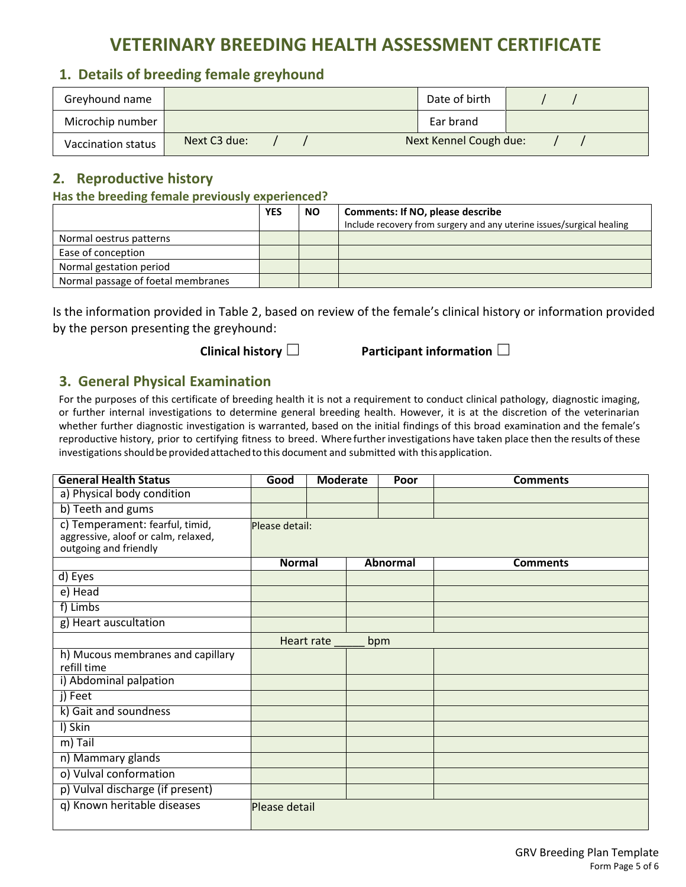# VETERINARY BREEDING HEALTH ASSESSMENT CERTIFICATE

## 1. Details of breeding female greyhound

| Greyhound name | | Date of birth | / / |
|---|---|---|---|
| Microchip number | | Ear brand | |
| Vaccination status | Next C3 due: / / | Next Kennel Cough due: / / | |

## 2. Reproductive history

**Has the breeding female previously experienced?**

| | YES | NO | **Comments: If NO, please describe** Include recovery from surgery and any uterine issues/surgical healing |
|---|---|---|---|
| Normal oestrus patterns | | | |
| Ease of conception | | | |
| Normal gestation period | | | |
| Normal passage of foetal membranes | | | |

Is the information provided in Table 2, based on review of the female's clinical history or information provided by the person presenting the greyhound:

**Clinical history** ☐ **Participant information** ☐

## 3. General Physical Examination

For the purposes of this certificate of breeding health it is not a requirement to conduct clinical pathology, diagnostic imaging, or further internal investigations to determine general breeding health. However, it is at the discretion of the veterinarian whether further diagnostic investigation is warranted, based on the initial findings of this broad examination and the female's reproductive history, prior to certifying fitness to breed. Where further investigations have taken place then the results of these investigations should be provided attached to this document and submitted with this application.

| General Health Status | Good | Moderate | Poor | Comments |
|---|---|---|---|---|
| a) Physical body condition | | | | |
| b) Teeth and gums | | | | |
| c) Temperament: fearful, timid, aggressive, aloof or calm, relaxed, outgoing and friendly | Please detail: | | | |

| | Normal | Abnormal | Comments |
|---|---|---|---|
| d) Eyes | | | |
| e) Head | | | |
| f) Limbs | | | |
| g) Heart auscultation | | | |
| | Heart rate _____ bpm | | |
| h) Mucous membranes and capillary refill time | | | |
| i) Abdominal palpation | | | |
| j) Feet | | | |
| k) Gait and soundness | | | |
| l) Skin | | | |
| m) Tail | | | |
| n) Mammary glands | | | |
| o) Vulval conformation | | | |
| p) Vulval discharge (if present) | | | |
| q) Known heritable diseases | Please detail | | |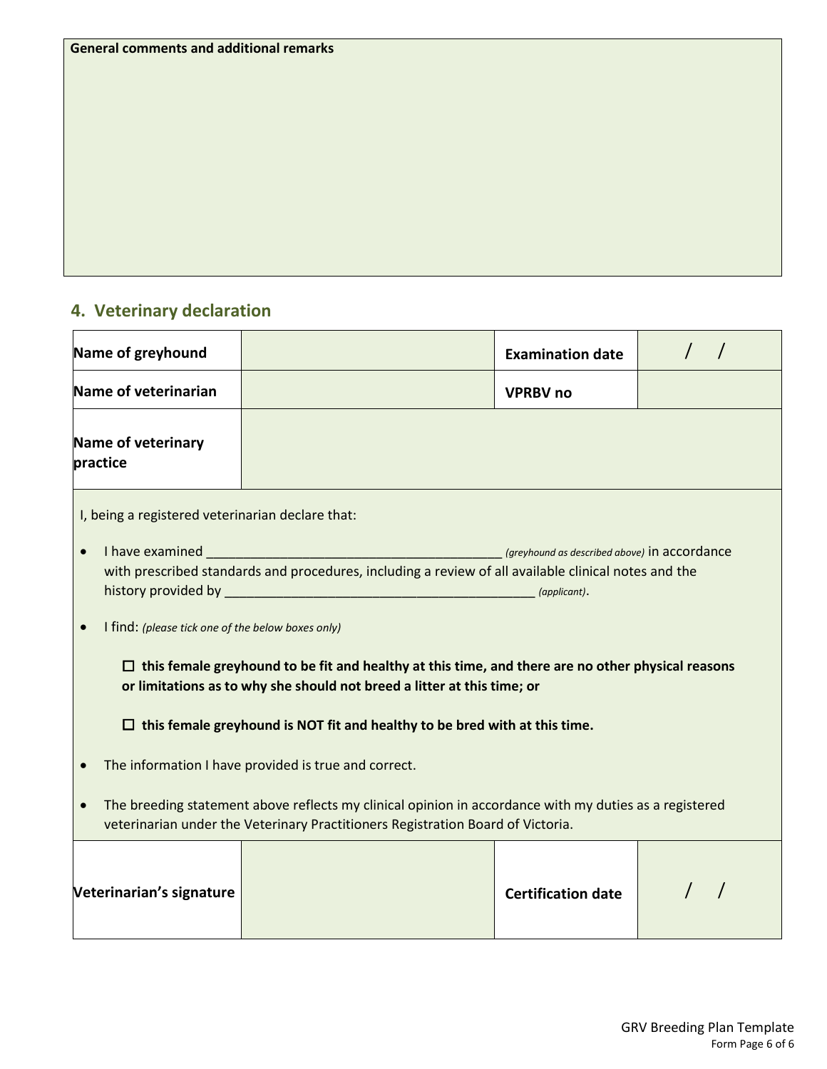| General comments and additional remarks |
|---|
| |

## 4. Veterinary declaration

| | | | |
|---|---|---|---|
| **Name of greyhound** | | **Examination date** | / / |
| **Name of veterinarian** | | **VPRBV no** | |
| **Name of veterinary practice** | | | |

I, being a registered veterinarian declare that:

- I have examined _______________________________________ *(greyhound as described above)* in accordance with prescribed standards and procedures, including a review of all available clinical notes and the history provided by _________________________________________ *(applicant)*.
- I find: *(please tick one of the below boxes only)*

  ☐ **this female greyhound to be fit and healthy at this time, and there are no other physical reasons or limitations as to why she should not breed a litter at this time; or**

  ☐ **this female greyhound is NOT fit and healthy to be bred with at this time.**

- The information I have provided is true and correct.
- The breeding statement above reflects my clinical opinion in accordance with my duties as a registered veterinarian under the Veterinary Practitioners Registration Board of Victoria.

| | | | |
|---|---|---|---|
| **Veterinarian's signature** | | **Certification date** | / / |